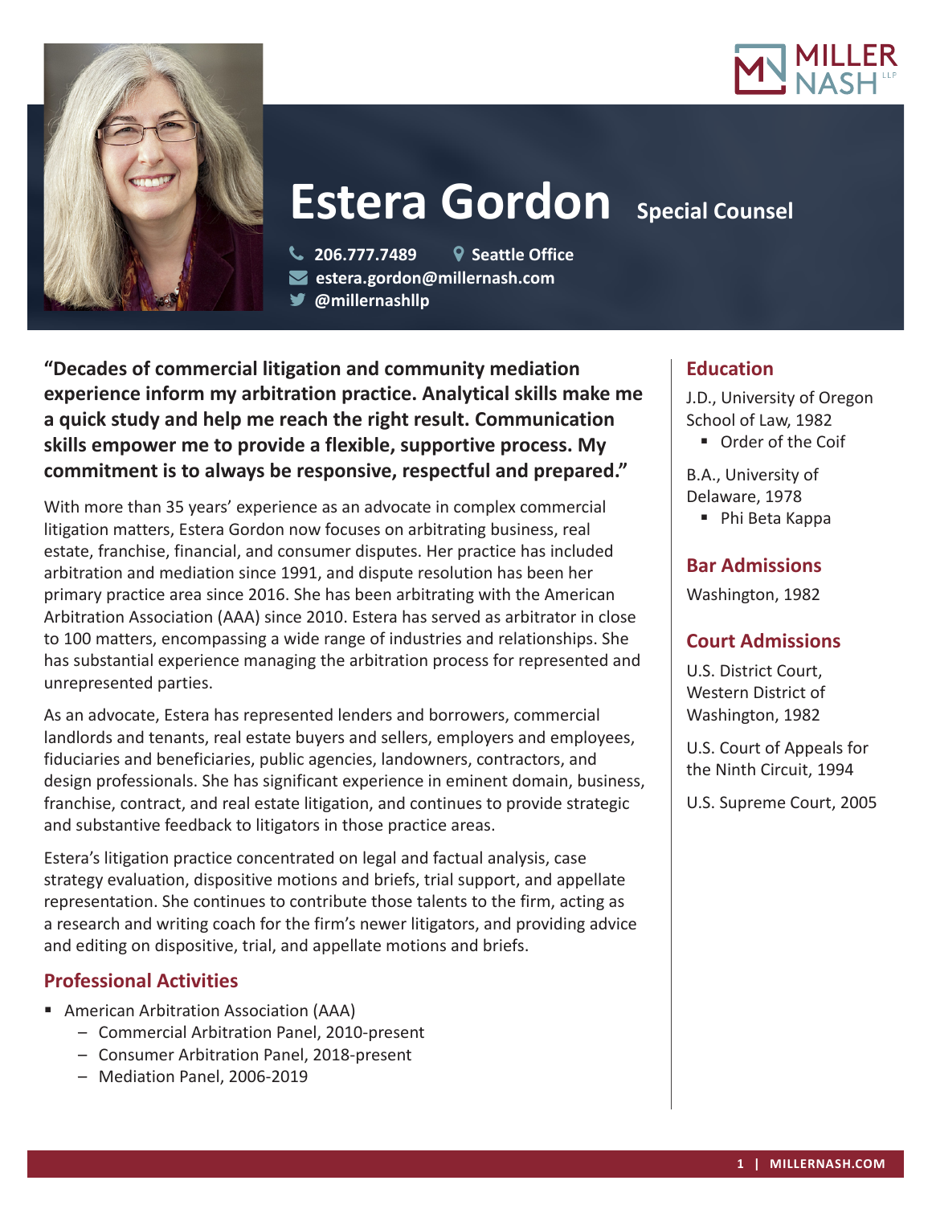# Estera Gordon

**Special Counsel**

206.777.7489
Seattle Office
estera.gordon@millernash.com
@millernashllp

**"Decades of commercial litigation and community mediation experience inform my arbitration practice. Analytical skills make me a quick study and help me reach the right result. Communication skills empower me to provide a flexible, supportive process. My commitment is to always be responsive, respectful and prepared."**

With more than 35 years' experience as an advocate in complex commercial litigation matters, Estera Gordon now focuses on arbitrating business, real estate, franchise, financial, and consumer disputes. Her practice has included arbitration and mediation since 1991, and dispute resolution has been her primary practice area since 2016. She has been arbitrating with the American Arbitration Association (AAA) since 2010. Estera has served as arbitrator in close to 100 matters, encompassing a wide range of industries and relationships. She has substantial experience managing the arbitration process for represented and unrepresented parties.

As an advocate, Estera has represented lenders and borrowers, commercial landlords and tenants, real estate buyers and sellers, employers and employees, fiduciaries and beneficiaries, public agencies, landowners, contractors, and design professionals. She has significant experience in eminent domain, business, franchise, contract, and real estate litigation, and continues to provide strategic and substantive feedback to litigators in those practice areas.

Estera's litigation practice concentrated on legal and factual analysis, case strategy evaluation, dispositive motions and briefs, trial support, and appellate representation. She continues to contribute those talents to the firm, acting as a research and writing coach for the firm's newer litigators, and providing advice and editing on dispositive, trial, and appellate motions and briefs.

## Professional Activities

- American Arbitration Association (AAA)
  - Commercial Arbitration Panel, 2010-present
  - Consumer Arbitration Panel, 2018-present
  - Mediation Panel, 2006-2019

## Education

J.D., University of Oregon School of Law, 1982
- Order of the Coif

B.A., University of Delaware, 1978
- Phi Beta Kappa

## Bar Admissions

Washington, 1982

## Court Admissions

U.S. District Court, Western District of Washington, 1982

U.S. Court of Appeals for the Ninth Circuit, 1994

U.S. Supreme Court, 2005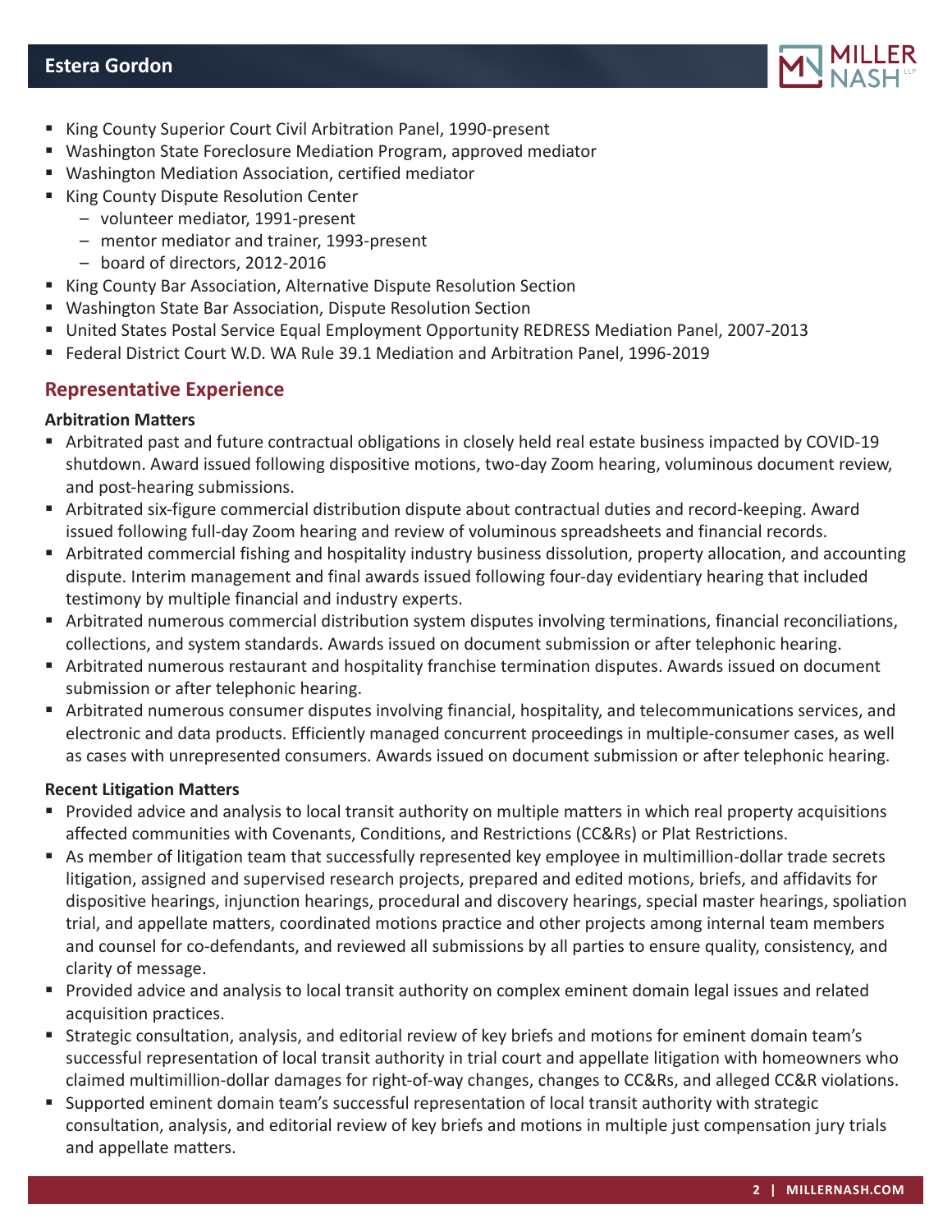- King County Superior Court Civil Arbitration Panel, 1990-present
- Washington State Foreclosure Mediation Program, approved mediator
- Washington Mediation Association, certified mediator
- King County Dispute Resolution Center
  - volunteer mediator, 1991-present
  - mentor mediator and trainer, 1993-present
  - board of directors, 2012-2016
- King County Bar Association, Alternative Dispute Resolution Section
- Washington State Bar Association, Dispute Resolution Section
- United States Postal Service Equal Employment Opportunity REDRESS Mediation Panel, 2007-2013
- Federal District Court W.D. WA Rule 39.1 Mediation and Arbitration Panel, 1996-2019

## Representative Experience

**Arbitration Matters**

- Arbitrated past and future contractual obligations in closely held real estate business impacted by COVID-19 shutdown. Award issued following dispositive motions, two-day Zoom hearing, voluminous document review, and post-hearing submissions.
- Arbitrated six-figure commercial distribution dispute about contractual duties and record-keeping. Award issued following full-day Zoom hearing and review of voluminous spreadsheets and financial records.
- Arbitrated commercial fishing and hospitality industry business dissolution, property allocation, and accounting dispute. Interim management and final awards issued following four-day evidentiary hearing that included testimony by multiple financial and industry experts.
- Arbitrated numerous commercial distribution system disputes involving terminations, financial reconciliations, collections, and system standards. Awards issued on document submission or after telephonic hearing.
- Arbitrated numerous restaurant and hospitality franchise termination disputes. Awards issued on document submission or after telephonic hearing.
- Arbitrated numerous consumer disputes involving financial, hospitality, and telecommunications services, and electronic and data products. Efficiently managed concurrent proceedings in multiple-consumer cases, as well as cases with unrepresented consumers. Awards issued on document submission or after telephonic hearing.

**Recent Litigation Matters**

- Provided advice and analysis to local transit authority on multiple matters in which real property acquisitions affected communities with Covenants, Conditions, and Restrictions (CC&Rs) or Plat Restrictions.
- As member of litigation team that successfully represented key employee in multimillion-dollar trade secrets litigation, assigned and supervised research projects, prepared and edited motions, briefs, and affidavits for dispositive hearings, injunction hearings, procedural and discovery hearings, special master hearings, spoliation trial, and appellate matters, coordinated motions practice and other projects among internal team members and counsel for co-defendants, and reviewed all submissions by all parties to ensure quality, consistency, and clarity of message.
- Provided advice and analysis to local transit authority on complex eminent domain legal issues and related acquisition practices.
- Strategic consultation, analysis, and editorial review of key briefs and motions for eminent domain team's successful representation of local transit authority in trial court and appellate litigation with homeowners who claimed multimillion-dollar damages for right-of-way changes, changes to CC&Rs, and alleged CC&R violations.
- Supported eminent domain team's successful representation of local transit authority with strategic consultation, analysis, and editorial review of key briefs and motions in multiple just compensation jury trials and appellate matters.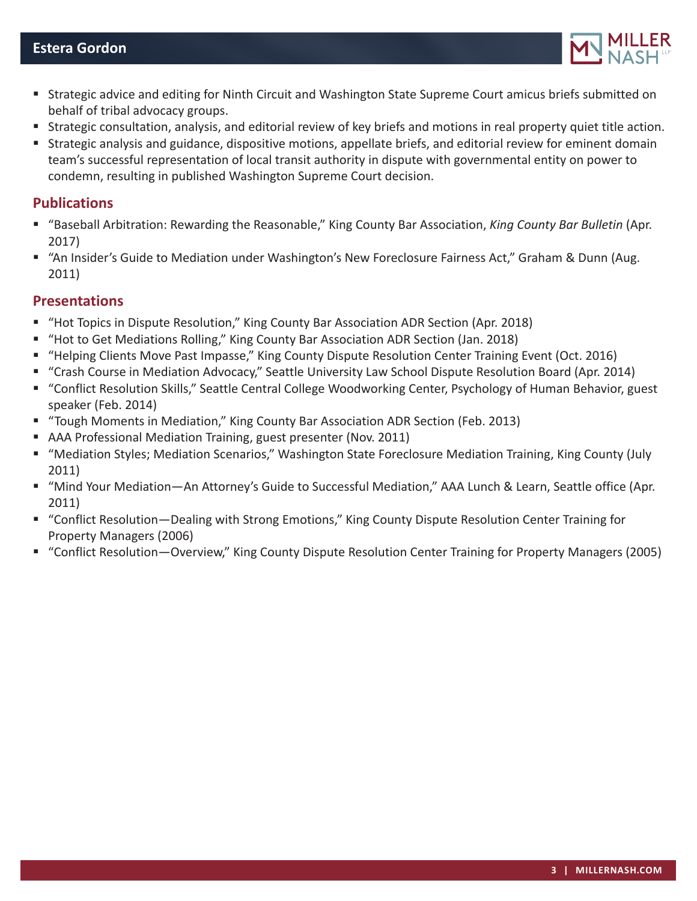- Strategic advice and editing for Ninth Circuit and Washington State Supreme Court amicus briefs submitted on behalf of tribal advocacy groups.
- Strategic consultation, analysis, and editorial review of key briefs and motions in real property quiet title action.
- Strategic analysis and guidance, dispositive motions, appellate briefs, and editorial review for eminent domain team's successful representation of local transit authority in dispute with governmental entity on power to condemn, resulting in published Washington Supreme Court decision.

## Publications

- "Baseball Arbitration: Rewarding the Reasonable," King County Bar Association, *King County Bar Bulletin* (Apr. 2017)
- "An Insider's Guide to Mediation under Washington's New Foreclosure Fairness Act," Graham & Dunn (Aug. 2011)

## Presentations

- "Hot Topics in Dispute Resolution," King County Bar Association ADR Section (Apr. 2018)
- "Hot to Get Mediations Rolling," King County Bar Association ADR Section (Jan. 2018)
- "Helping Clients Move Past Impasse," King County Dispute Resolution Center Training Event (Oct. 2016)
- "Crash Course in Mediation Advocacy," Seattle University Law School Dispute Resolution Board (Apr. 2014)
- "Conflict Resolution Skills," Seattle Central College Woodworking Center, Psychology of Human Behavior, guest speaker (Feb. 2014)
- "Tough Moments in Mediation," King County Bar Association ADR Section (Feb. 2013)
- AAA Professional Mediation Training, guest presenter (Nov. 2011)
- "Mediation Styles; Mediation Scenarios," Washington State Foreclosure Mediation Training, King County (July 2011)
- "Mind Your Mediation—An Attorney's Guide to Successful Mediation," AAA Lunch & Learn, Seattle office (Apr. 2011)
- "Conflict Resolution—Dealing with Strong Emotions," King County Dispute Resolution Center Training for Property Managers (2006)
- "Conflict Resolution—Overview," King County Dispute Resolution Center Training for Property Managers (2005)